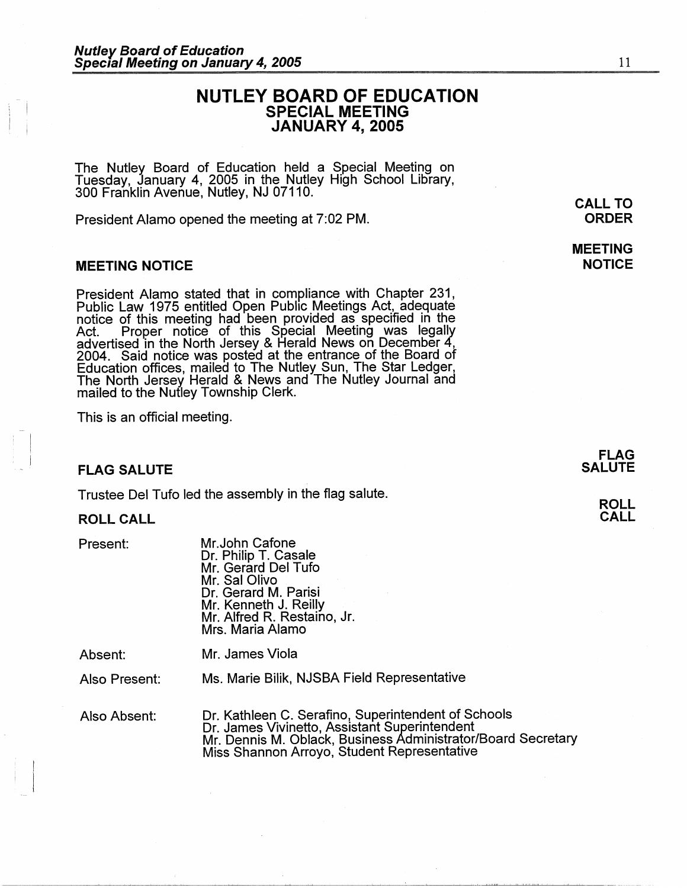# NUTLEY BOARD OF EDUCATION
## SPECIAL MEETING
## JANUARY 4, 2005

The Nutley Board of Education held a Special Meeting on Tuesday, January 4, 2005 in the Nutley High School Library, 300 Franklin Avenue, Nutley, NJ 07110.

**CALL TO ORDER**

President Alamo opened the meeting at 7:02 PM.

### MEETING NOTICE

President Alamo stated that in compliance with Chapter 231, Public Law 1975 entitled Open Public Meetings Act, adequate notice of this meeting had been provided as specified in the Act. Proper notice of this Special Meeting was legally advertised in the North Jersey & Herald News on December 4, 2004. Said notice was posted at the entrance of the Board of Education offices, mailed to The Nutley Sun, The Star Ledger, The North Jersey Herald & News and The Nutley Journal and mailed to the Nutley Township Clerk.

This is an official meeting.

### FLAG SALUTE

Trustee Del Tufo led the assembly in the flag salute.

### ROLL CALL

| | |
|---|---|
| Present: | Mr.John Cafone<br>Dr. Philip T. Casale<br>Mr. Gerard Del Tufo<br>Mr. Sal Olivo<br>Dr. Gerard M. Parisi<br>Mr. Kenneth J. Reilly<br>Mr. Alfred R. Restaino, Jr.<br>Mrs. Maria Alamo |
| Absent: | Mr. James Viola |
| Also Present: | Ms. Marie Bilik, NJSBA Field Representative |
| Also Absent: | Dr. Kathleen C. Serafino, Superintendent of Schools<br>Dr. James Vivinetto, Assistant Superintendent<br>Mr. Dennis M. Oblack, Business Administrator/Board Secretary<br>Miss Shannon Arroyo, Student Representative |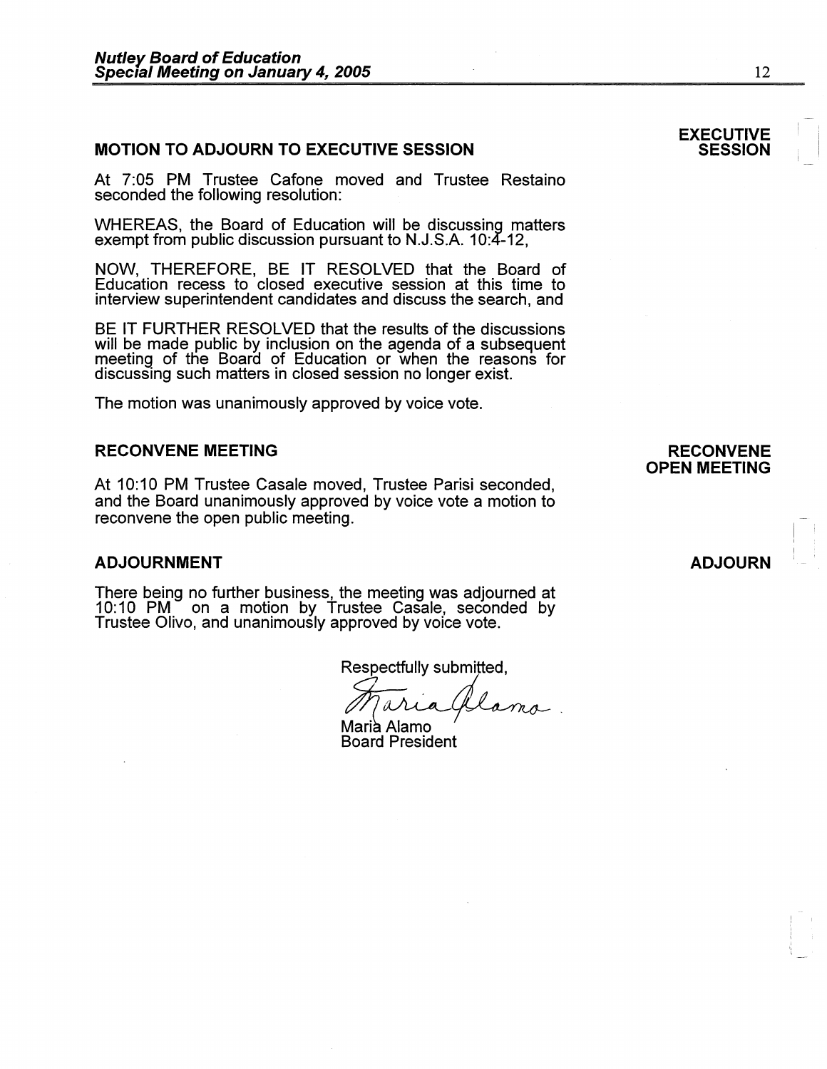## MOTION TO ADJOURN TO EXECUTIVE SESSION

**EXECUTIVE SESSION**

At 7:05 PM Trustee Cafone moved and Trustee Restaino seconded the following resolution:

WHEREAS, the Board of Education will be discussing matters exempt from public discussion pursuant to N.J.S.A. 10:4-12,

NOW, THEREFORE, BE IT RESOLVED that the Board of Education recess to closed executive session at this time to interview superintendent candidates and discuss the search, and

BE IT FURTHER RESOLVED that the results of the discussions will be made public by inclusion on the agenda of a subsequent meeting of the Board of Education or when the reasons for discussing such matters in closed session no longer exist.

The motion was unanimously approved by voice vote.

## RECONVENE MEETING

**RECONVENE OPEN MEETING**

At 10:10 PM Trustee Casale moved, Trustee Parisi seconded, and the Board unanimously approved by voice vote a motion to reconvene the open public meeting.

## ADJOURNMENT

**ADJOURN**

There being no further business, the meeting was adjourned at 10:10 PM on a motion by Trustee Casale, seconded by Trustee Olivo, and unanimously approved by voice vote.

Respectfully submitted,

Maria Alamo

Maria Alamo
Board President